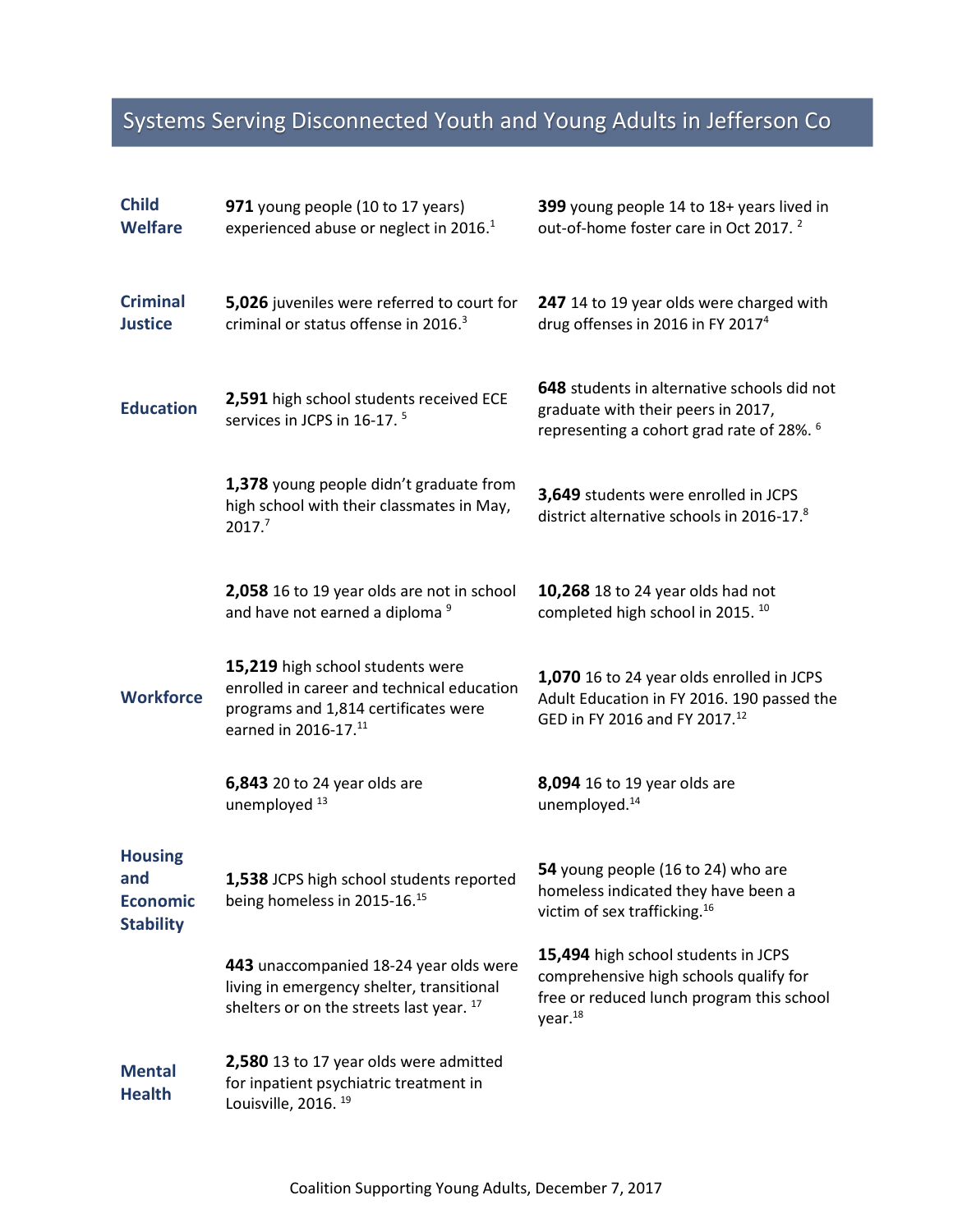# Systems Serving Disconnected Youth and Young Adults in Jefferson Co

| | | |
|---|---|---|
| **Child Welfare** | **971** young people (10 to 17 years) experienced abuse or neglect in 2016.[1] | **399** young people 14 to 18+ years lived in out-of-home foster care in Oct 2017. [2] |
| **Criminal Justice** | **5,026** juveniles were referred to court for criminal or status offense in 2016.[3] | **247** 14 to 19 year olds were charged with drug offenses in 2016 in FY 2017[4] |
| **Education** | **2,591** high school students received ECE services in JCPS in 16-17. [5] | **648** students in alternative schools did not graduate with their peers in 2017, representing a cohort grad rate of 28%. [6] |
| | **1,378** young people didn't graduate from high school with their classmates in May, 2017.[7] | **3,649** students were enrolled in JCPS district alternative schools in 2016-17.[8] |
| | **2,058** 16 to 19 year olds are not in school and have not earned a diploma [9] | **10,268** 18 to 24 year olds had not completed high school in 2015. [10] |
| **Workforce** | **15,219** high school students were enrolled in career and technical education programs and 1,814 certificates were earned in 2016-17.[11] | **1,070** 16 to 24 year olds enrolled in JCPS Adult Education in FY 2016. 190 passed the GED in FY 2016 and FY 2017.[12] |
| | **6,843** 20 to 24 year olds are unemployed [13] | **8,094** 16 to 19 year olds are unemployed.[14] |
| **Housing and Economic Stability** | **1,538** JCPS high school students reported being homeless in 2015-16.[15] | **54** young people (16 to 24) who are homeless indicated they have been a victim of sex trafficking.[16] |
| | **443** unaccompanied 18-24 year olds were living in emergency shelter, transitional shelters or on the streets last year. [17] | **15,494** high school students in JCPS comprehensive high schools qualify for free or reduced lunch program this school year.[18] |
| **Mental Health** | **2,580** 13 to 17 year olds were admitted for inpatient psychiatric treatment in Louisville, 2016. [19] | |

Coalition Supporting Young Adults, December 7, 2017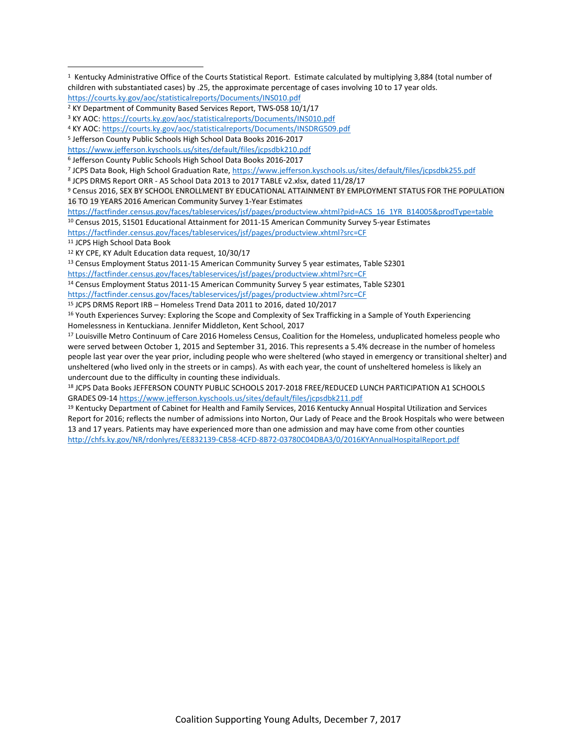[1] Kentucky Administrative Office of the Courts Statistical Report. Estimate calculated by multiplying 3,884 (total number of children with substantiated cases) by .25, the approximate percentage of cases involving 10 to 17 year olds. https://courts.ky.gov/aoc/statisticalreports/Documents/INS010.pdf

[2] KY Department of Community Based Services Report, TWS-058 10/1/17

[3] KY AOC: https://courts.ky.gov/aoc/statisticalreports/Documents/INS010.pdf

[4] KY AOC: https://courts.ky.gov/aoc/statisticalreports/Documents/INSDRG509.pdf

[5] Jefferson County Public Schools High School Data Books 2016-2017 https://www.jefferson.kyschools.us/sites/default/files/jcpsdbk210.pdf

[6] Jefferson County Public Schools High School Data Books 2016-2017

[7] JCPS Data Book, High School Graduation Rate, https://www.jefferson.kyschools.us/sites/default/files/jcpsdbk255.pdf

[8] JCPS DRMS Report ORR - A5 School Data 2013 to 2017 TABLE v2.xlsx, dated 11/28/17

[9] Census 2016, SEX BY SCHOOL ENROLLMENT BY EDUCATIONAL ATTAINMENT BY EMPLOYMENT STATUS FOR THE POPULATION 16 TO 19 YEARS 2016 American Community Survey 1-Year Estimates https://factfinder.census.gov/faces/tableservices/jsf/pages/productview.xhtml?pid=ACS_16_1YR_B14005&prodType=table

[10] Census 2015, S1501 Educational Attainment for 2011-15 American Community Survey 5-year Estimates https://factfinder.census.gov/faces/tableservices/jsf/pages/productview.xhtml?src=CF

[11] JCPS High School Data Book

[12] KY CPE, KY Adult Education data request, 10/30/17

[13] Census Employment Status 2011-15 American Community Survey 5 year estimates, Table S2301 https://factfinder.census.gov/faces/tableservices/jsf/pages/productview.xhtml?src=CF

[14] Census Employment Status 2011-15 American Community Survey 5 year estimates, Table S2301 https://factfinder.census.gov/faces/tableservices/jsf/pages/productview.xhtml?src=CF

[15] JCPS DRMS Report IRB – Homeless Trend Data 2011 to 2016, dated 10/2017

[16] Youth Experiences Survey: Exploring the Scope and Complexity of Sex Trafficking in a Sample of Youth Experiencing Homelessness in Kentuckiana. Jennifer Middleton, Kent School, 2017

[17] Louisville Metro Continuum of Care 2016 Homeless Census, Coalition for the Homeless, unduplicated homeless people who were served between October 1, 2015 and September 31, 2016. This represents a 5.4% decrease in the number of homeless people last year over the year prior, including people who were sheltered (who stayed in emergency or transitional shelter) and unsheltered (who lived only in the streets or in camps). As with each year, the count of unsheltered homeless is likely an undercount due to the difficulty in counting these individuals.

[18] JCPS Data Books JEFFERSON COUNTY PUBLIC SCHOOLS 2017-2018 FREE/REDUCED LUNCH PARTICIPATION A1 SCHOOLS GRADES 09-14 https://www.jefferson.kyschools.us/sites/default/files/jcpsdbk211.pdf

[19] Kentucky Department of Cabinet for Health and Family Services, 2016 Kentucky Annual Hospital Utilization and Services Report for 2016; reflects the number of admissions into Norton, Our Lady of Peace and the Brook Hospitals who were between 13 and 17 years. Patients may have experienced more than one admission and may have come from other counties http://chfs.ky.gov/NR/rdonlyres/EE832139-CB58-4CFD-8B72-03780C04DBA3/0/2016KYAnnualHospitalReport.pdf

Coalition Supporting Young Adults, December 7, 2017